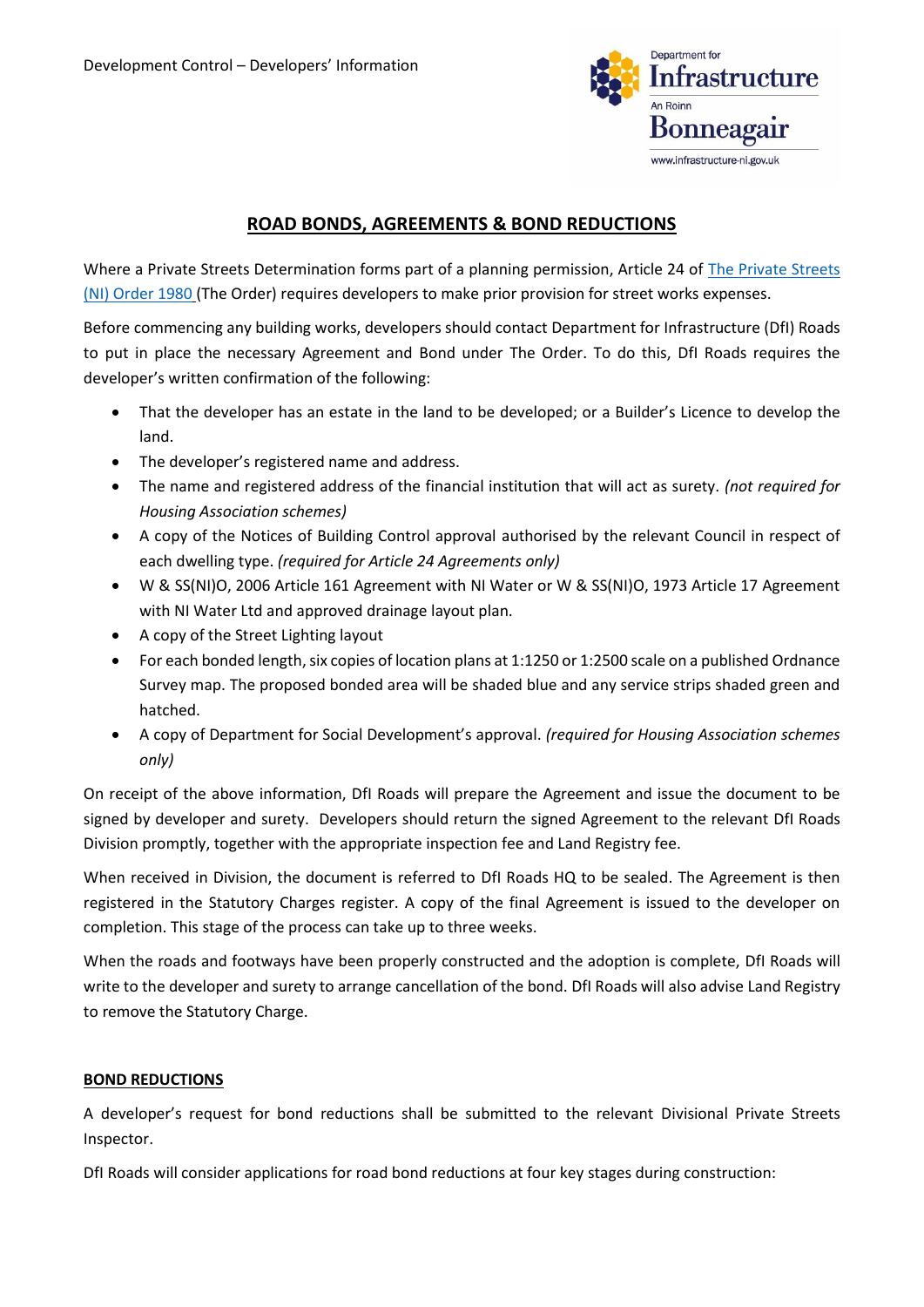Development Control – Developers' Information

Department for Infrastructure
An Roinn Bonneagair
www.infrastructure-ni.gov.uk

# ROAD BONDS, AGREEMENTS & BOND REDUCTIONS

Where a Private Streets Determination forms part of a planning permission, Article 24 of [The Private Streets (NI) Order 1980](#) (The Order) requires developers to make prior provision for street works expenses.

Before commencing any building works, developers should contact Department for Infrastructure (DfI) Roads to put in place the necessary Agreement and Bond under The Order. To do this, DfI Roads requires the developer's written confirmation of the following:

- That the developer has an estate in the land to be developed; or a Builder's Licence to develop the land.
- The developer's registered name and address.
- The name and registered address of the financial institution that will act as surety. *(not required for Housing Association schemes)*
- A copy of the Notices of Building Control approval authorised by the relevant Council in respect of each dwelling type. *(required for Article 24 Agreements only)*
- W & SS(NI)O, 2006 Article 161 Agreement with NI Water or W & SS(NI)O, 1973 Article 17 Agreement with NI Water Ltd and approved drainage layout plan.
- A copy of the Street Lighting layout
- For each bonded length, six copies of location plans at 1:1250 or 1:2500 scale on a published Ordnance Survey map. The proposed bonded area will be shaded blue and any service strips shaded green and hatched.
- A copy of Department for Social Development's approval. *(required for Housing Association schemes only)*

On receipt of the above information, DfI Roads will prepare the Agreement and issue the document to be signed by developer and surety. Developers should return the signed Agreement to the relevant DfI Roads Division promptly, together with the appropriate inspection fee and Land Registry fee.

When received in Division, the document is referred to DfI Roads HQ to be sealed. The Agreement is then registered in the Statutory Charges register. A copy of the final Agreement is issued to the developer on completion. This stage of the process can take up to three weeks.

When the roads and footways have been properly constructed and the adoption is complete, DfI Roads will write to the developer and surety to arrange cancellation of the bond. DfI Roads will also advise Land Registry to remove the Statutory Charge.

## BOND REDUCTIONS

A developer's request for bond reductions shall be submitted to the relevant Divisional Private Streets Inspector.

DfI Roads will consider applications for road bond reductions at four key stages during construction: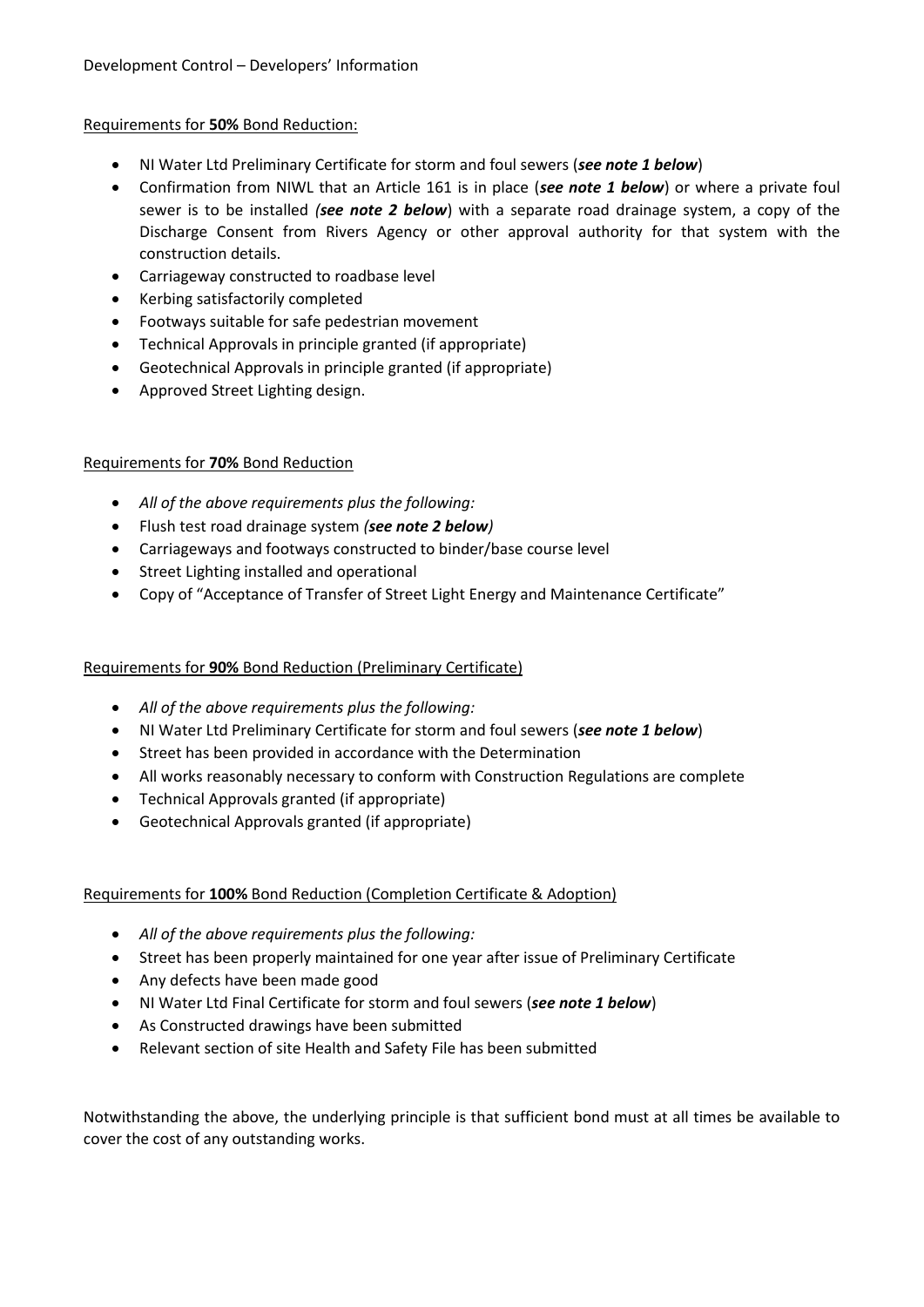### Requirements for **50%** Bond Reduction:

- NI Water Ltd Preliminary Certificate for storm and foul sewers (***see note 1 below***)
- Confirmation from NIWL that an Article 161 is in place (***see note 1 below***) or where a private foul sewer is to be installed *(**see note 2 below**)* with a separate road drainage system, a copy of the Discharge Consent from Rivers Agency or other approval authority for that system with the construction details.
- Carriageway constructed to roadbase level
- Kerbing satisfactorily completed
- Footways suitable for safe pedestrian movement
- Technical Approvals in principle granted (if appropriate)
- Geotechnical Approvals in principle granted (if appropriate)
- Approved Street Lighting design.

### Requirements for **70%** Bond Reduction

- *All of the above requirements plus the following:*
- Flush test road drainage system *(**see note 2 below**)*
- Carriageways and footways constructed to binder/base course level
- Street Lighting installed and operational
- Copy of "Acceptance of Transfer of Street Light Energy and Maintenance Certificate"

### Requirements for **90%** Bond Reduction (Preliminary Certificate)

- *All of the above requirements plus the following:*
- NI Water Ltd Preliminary Certificate for storm and foul sewers (***see note 1 below***)
- Street has been provided in accordance with the Determination
- All works reasonably necessary to conform with Construction Regulations are complete
- Technical Approvals granted (if appropriate)
- Geotechnical Approvals granted (if appropriate)

### Requirements for **100%** Bond Reduction (Completion Certificate & Adoption)

- *All of the above requirements plus the following:*
- Street has been properly maintained for one year after issue of Preliminary Certificate
- Any defects have been made good
- NI Water Ltd Final Certificate for storm and foul sewers (***see note 1 below***)
- As Constructed drawings have been submitted
- Relevant section of site Health and Safety File has been submitted

Notwithstanding the above, the underlying principle is that sufficient bond must at all times be available to cover the cost of any outstanding works.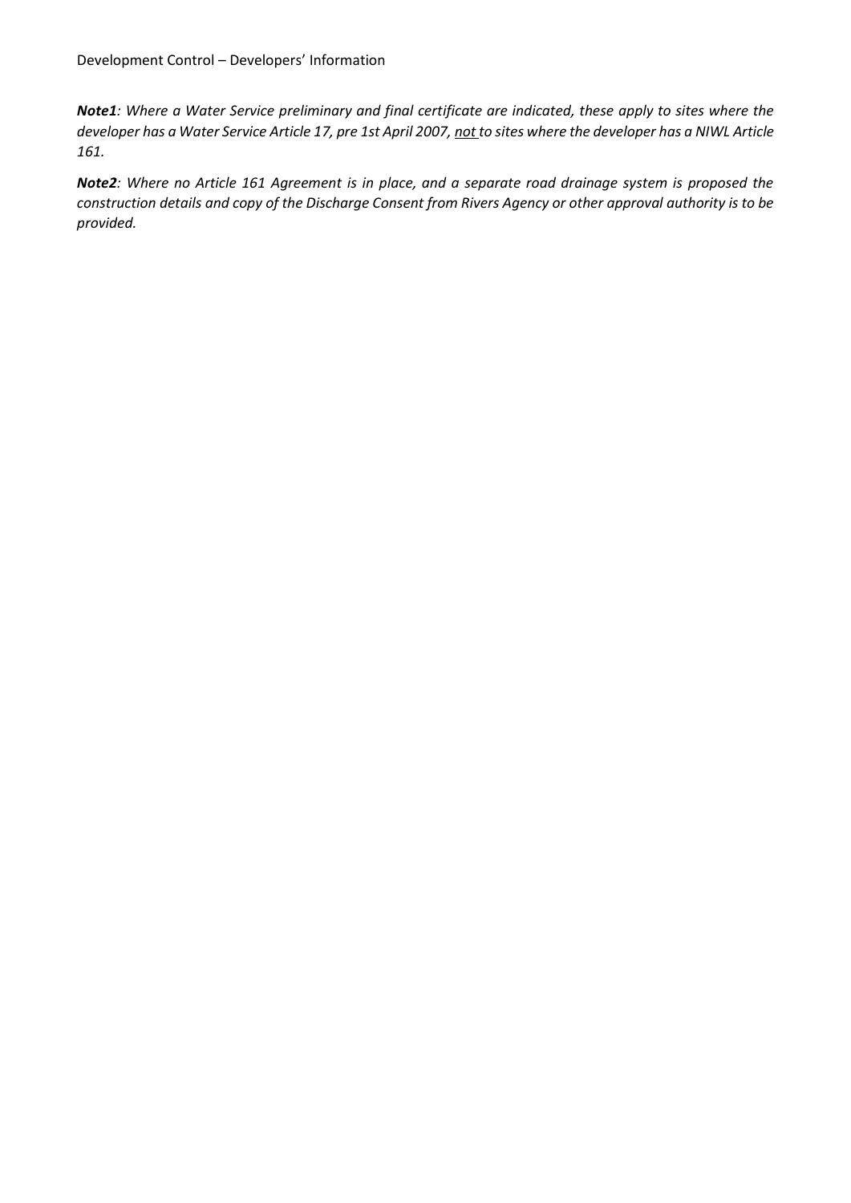***Note1****: Where a Water Service preliminary and final certificate are indicated, these apply to sites where the developer has a Water Service Article 17, pre 1st April 2007, not to sites where the developer has a NIWL Article 161.*

***Note2****: Where no Article 161 Agreement is in place, and a separate road drainage system is proposed the construction details and copy of the Discharge Consent from Rivers Agency or other approval authority is to be provided.*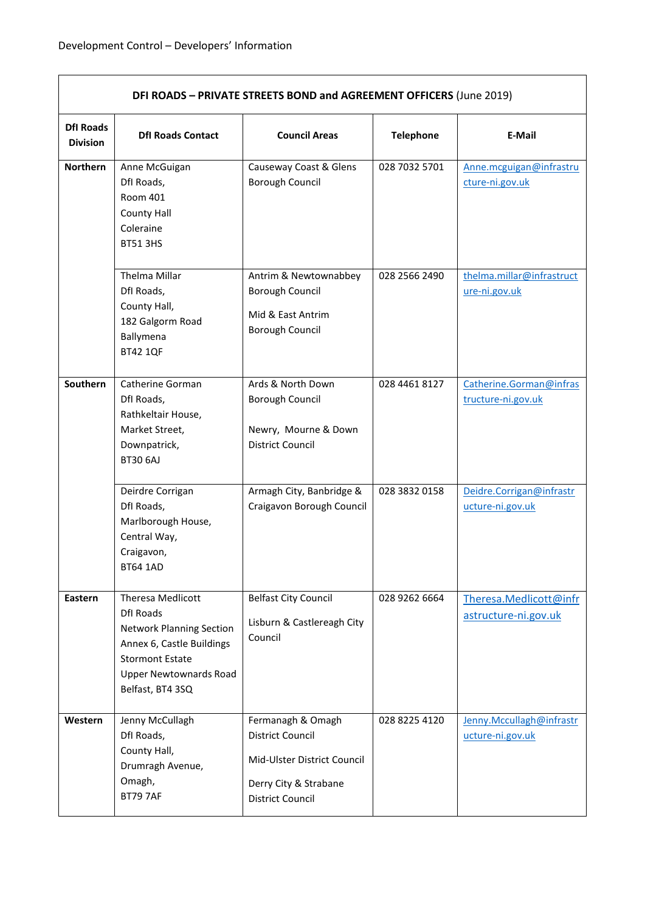Development Control – Developers' Information

| **DFI ROADS – PRIVATE STREETS BOND and AGREEMENT OFFICERS** (June 2019) | | | | |
|---|---|---|---|---|
| **DfI Roads Division** | **DfI Roads Contact** | **Council Areas** | **Telephone** | **E-Mail** |
| **Northern** | Anne McGuigan<br>DfI Roads,<br>Room 401<br>County Hall<br>Coleraine<br>BT51 3HS | Causeway Coast & Glens Borough Council | 028 7032 5701 | Anne.mcguigan@infrastructure-ni.gov.uk |
| | Thelma Millar<br>DfI Roads,<br>County Hall,<br>182 Galgorm Road<br>Ballymena<br>BT42 1QF | Antrim & Newtownabbey Borough Council<br>Mid & East Antrim Borough Council | 028 2566 2490 | thelma.millar@infrastructure-ni.gov.uk |
| **Southern** | Catherine Gorman<br>DfI Roads,<br>Rathkeltair House,<br>Market Street,<br>Downpatrick,<br>BT30 6AJ | Ards & North Down Borough Council<br>Newry, Mourne & Down District Council | 028 4461 8127 | Catherine.Gorman@infrastructure-ni.gov.uk |
| | Deirdre Corrigan<br>DfI Roads,<br>Marlborough House,<br>Central Way,<br>Craigavon,<br>BT64 1AD | Armagh City, Banbridge & Craigavon Borough Council | 028 3832 0158 | Deidre.Corrigan@infrastructure-ni.gov.uk |
| **Eastern** | Theresa Medlicott<br>DfI Roads<br>Network Planning Section<br>Annex 6, Castle Buildings<br>Stormont Estate<br>Upper Newtownards Road<br>Belfast, BT4 3SQ | Belfast City Council<br>Lisburn & Castlereagh City Council | 028 9262 6664 | Theresa.Medlicott@infrastructure-ni.gov.uk |
| **Western** | Jenny McCullagh<br>DfI Roads,<br>County Hall,<br>Drumragh Avenue,<br>Omagh,<br>BT79 7AF | Fermanagh & Omagh District Council<br>Mid-Ulster District Council<br>Derry City & Strabane District Council | 028 8225 4120 | Jenny.Mccullagh@infrastructure-ni.gov.uk |